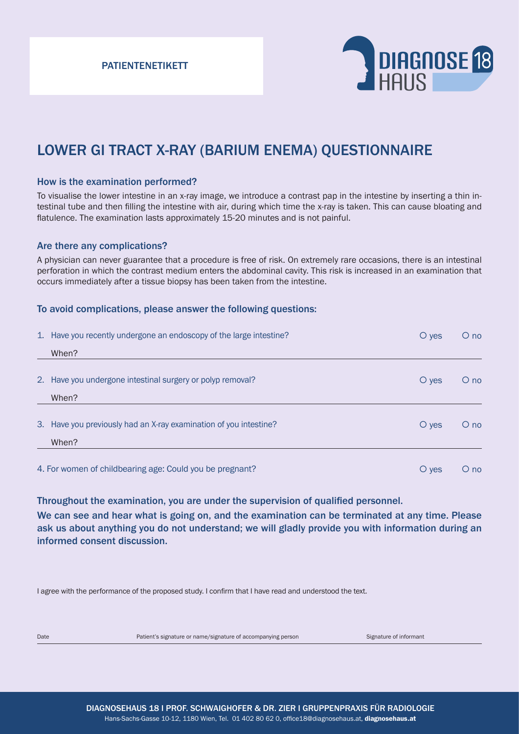PATIENTENETIKETT

DIAGNOSE 18 HAUS

# LOWER GI TRACT X-RAY (BARIUM ENEMA) QUESTIONNAIRE

## How is the examination performed?

To visualise the lower intestine in an x-ray image, we introduce a contrast pap in the intestine by inserting a thin intestinal tube and then filling the intestine with air, during which time the x-ray is taken. This can cause bloating and flatulence. The examination lasts approximately 15-20 minutes and is not painful.

## Are there any complications?

A physician can never guarantee that a procedure is free of risk. On extremely rare occasions, there is an intestinal perforation in which the contrast medium enters the abdominal cavity. This risk is increased in an examination that occurs immediately after a tissue biopsy has been taken from the intestine.

## To avoid complications, please answer the following questions:

1. Have you recently undergone an endoscopy of the large intestine? O yes O no

   When? ________________

2. Have you undergone intestinal surgery or polyp removal? O yes O no

   When? ________________

3. Have you previously had an X-ray examination of you intestine? O yes O no

   When? ________________

4. For women of childbearing age: Could you be pregnant? O yes O no

**Throughout the examination, you are under the supervision of qualified personnel.**

**We can see and hear what is going on, and the examination can be terminated at any time. Please ask us about anything you do not understand; we will gladly provide you with information during an informed consent discussion.**

I agree with the performance of the proposed study. I confirm that I have read and understood the text.

Date ________________ Patient's signature or name/signature of accompanying person ________________ Signature of informant ________________

DIAGNOSEHAUS 18 I PROF. SCHWAIGHOFER & DR. ZIER I GRUPPENPRAXIS FÜR RADIOLOGIE

Hans-Sachs-Gasse 10-12, 1180 Wien, Tel. 01 402 80 62 0, office18@diagnosehaus.at, **diagnosehaus.at**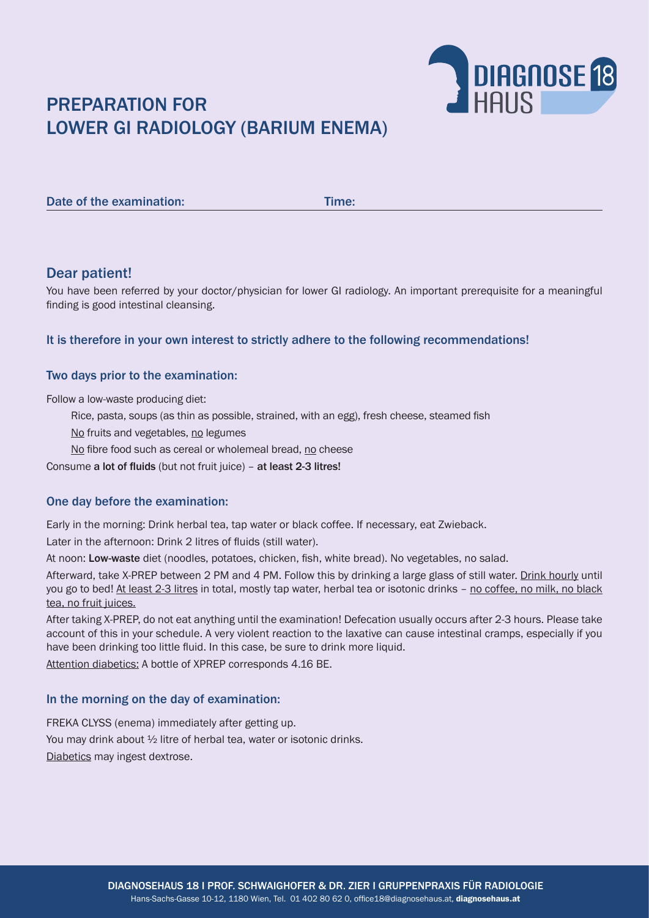# PREPARATION FOR LOWER GI RADIOLOGY (BARIUM ENEMA)

**Date of the examination:** ____________________ **Time:** ____________________

## Dear patient!

You have been referred by your doctor/physician for lower GI radiology. An important prerequisite for a meaningful finding is good intestinal cleansing.

**It is therefore in your own interest to strictly adhere to the following recommendations!**

### Two days prior to the examination:

Follow a low-waste producing diet:

Rice, pasta, soups (as thin as possible, strained, with an egg), fresh cheese, steamed fish

<u>No</u> fruits and vegetables, <u>no</u> legumes

<u>No</u> fibre food such as cereal or wholemeal bread, <u>no</u> cheese

Consume **a lot of fluids** (but not fruit juice) – **at least 2-3 litres!**

### One day before the examination:

Early in the morning: Drink herbal tea, tap water or black coffee. If necessary, eat Zwieback.

Later in the afternoon: Drink 2 litres of fluids (still water).

At noon: **Low-waste** diet (noodles, potatoes, chicken, fish, white bread). No vegetables, no salad.

Afterward, take X-PREP between 2 PM and 4 PM. Follow this by drinking a large glass of still water. <u>Drink hourly</u> until you go to bed! <u>At least 2-3 litres</u> in total, mostly tap water, herbal tea or isotonic drinks – <u>no coffee, no milk, no black tea, no fruit juices.</u>

After taking X-PREP, do not eat anything until the examination! Defecation usually occurs after 2-3 hours. Please take account of this in your schedule. A very violent reaction to the laxative can cause intestinal cramps, especially if you have been drinking too little fluid. In this case, be sure to drink more liquid.

<u>Attention diabetics:</u> A bottle of XPREP corresponds 4.16 BE.

### In the morning on the day of examination:

FREKA CLYSS (enema) immediately after getting up.

You may drink about ½ litre of herbal tea, water or isotonic drinks.

<u>Diabetics</u> may ingest dextrose.

DIAGNOSEHAUS 18 I PROF. SCHWAIGHOFER & DR. ZIER I GRUPPENPRAXIS FÜR RADIOLOGIE
Hans-Sachs-Gasse 10-12, 1180 Wien, Tel. 01 402 80 62 0, office18@diagnosehaus.at, **diagnosehaus.at**